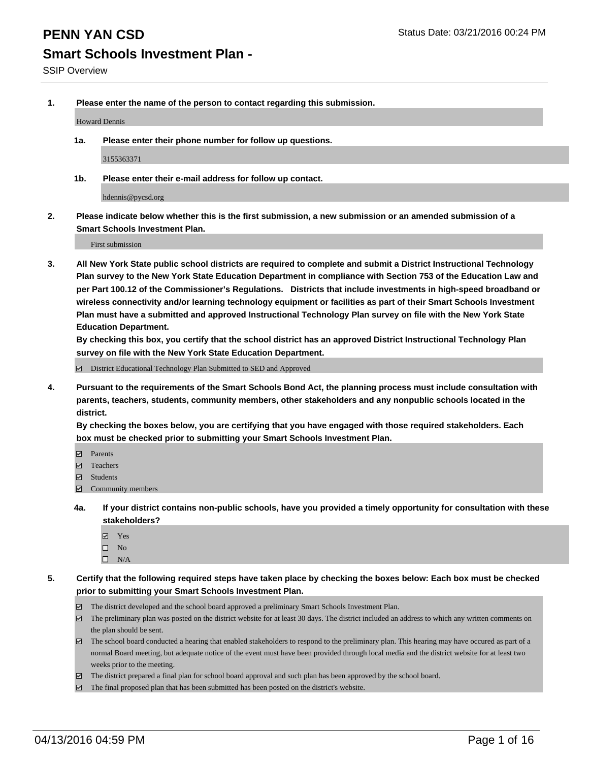# PENN YAN CSD

Status Date: 03/21/2016 00:24 PM

## Smart Schools Investment Plan -

SSIP Overview

**1. Please enter the name of the person to contact regarding this submission.**

Howard Dennis

**1a. Please enter their phone number for follow up questions.**

3155363371

**1b. Please enter their e-mail address for follow up contact.**

hdennis@pycsd.org

**2. Please indicate below whether this is the first submission, a new submission or an amended submission of a Smart Schools Investment Plan.**

First submission

**3. All New York State public school districts are required to complete and submit a District Instructional Technology Plan survey to the New York State Education Department in compliance with Section 753 of the Education Law and per Part 100.12 of the Commissioner's Regulations. Districts that include investments in high-speed broadband or wireless connectivity and/or learning technology equipment or facilities as part of their Smart Schools Investment Plan must have a submitted and approved Instructional Technology Plan survey on file with the New York State Education Department.**
**By checking this box, you certify that the school district has an approved District Instructional Technology Plan survey on file with the New York State Education Department.**

- [x] District Educational Technology Plan Submitted to SED and Approved

**4. Pursuant to the requirements of the Smart Schools Bond Act, the planning process must include consultation with parents, teachers, students, community members, other stakeholders and any nonpublic schools located in the district.**
**By checking the boxes below, you are certifying that you have engaged with those required stakeholders. Each box must be checked prior to submitting your Smart Schools Investment Plan.**

- [x] Parents
- [x] Teachers
- [x] Students
- [x] Community members

**4a. If your district contains non-public schools, have you provided a timely opportunity for consultation with these stakeholders?**

- [x] Yes
- [ ] No
- [ ] N/A

**5. Certify that the following required steps have taken place by checking the boxes below: Each box must be checked prior to submitting your Smart Schools Investment Plan.**

- [x] The district developed and the school board approved a preliminary Smart Schools Investment Plan.
- [x] The preliminary plan was posted on the district website for at least 30 days. The district included an address to which any written comments on the plan should be sent.
- [x] The school board conducted a hearing that enabled stakeholders to respond to the preliminary plan. This hearing may have occured as part of a normal Board meeting, but adequate notice of the event must have been provided through local media and the district website for at least two weeks prior to the meeting.
- [x] The district prepared a final plan for school board approval and such plan has been approved by the school board.
- [x] The final proposed plan that has been submitted has been posted on the district's website.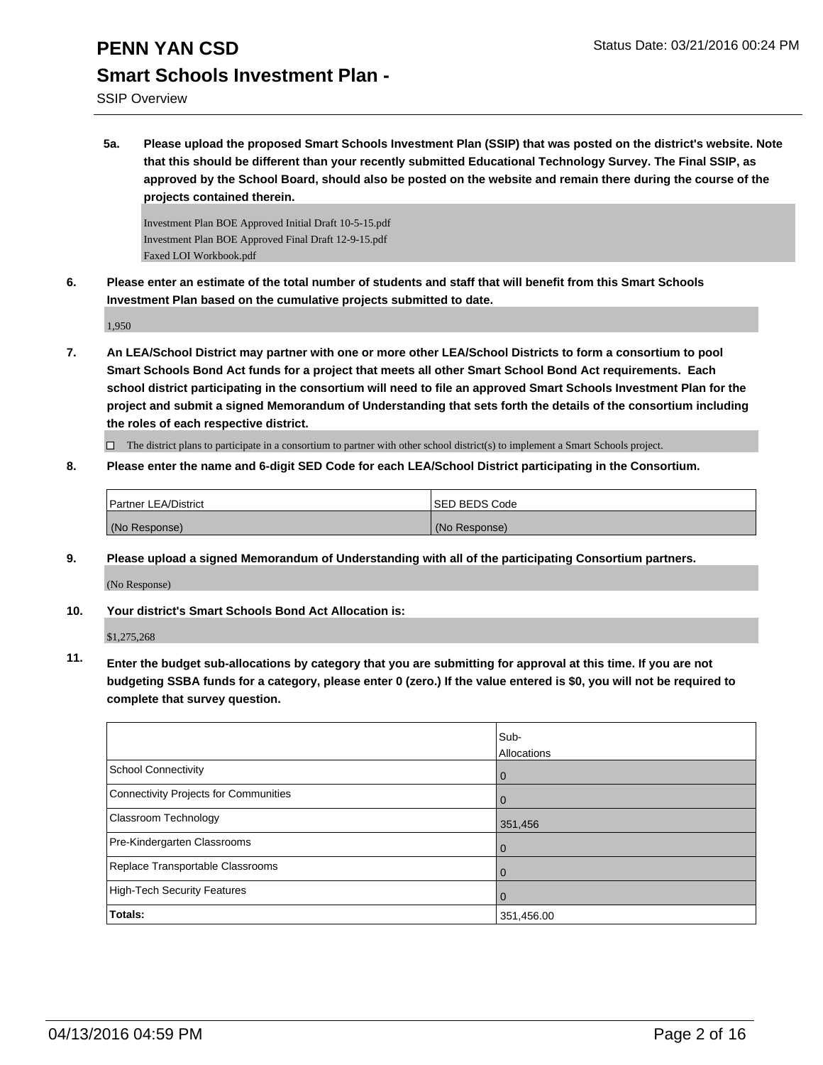# PENN YAN CSD

Status Date: 03/21/2016 00:24 PM

## Smart Schools Investment Plan -

SSIP Overview

**5a. Please upload the proposed Smart Schools Investment Plan (SSIP) that was posted on the district's website. Note that this should be different than your recently submitted Educational Technology Survey. The Final SSIP, as approved by the School Board, should also be posted on the website and remain there during the course of the projects contained therein.**

Investment Plan BOE Approved Initial Draft 10-5-15.pdf
Investment Plan BOE Approved Final Draft 12-9-15.pdf
Faxed LOI Workbook.pdf

**6. Please enter an estimate of the total number of students and staff that will benefit from this Smart Schools Investment Plan based on the cumulative projects submitted to date.**

1,950

**7. An LEA/School District may partner with one or more other LEA/School Districts to form a consortium to pool Smart Schools Bond Act funds for a project that meets all other Smart School Bond Act requirements. Each school district participating in the consortium will need to file an approved Smart Schools Investment Plan for the project and submit a signed Memorandum of Understanding that sets forth the details of the consortium including the roles of each respective district.**

☐ The district plans to participate in a consortium to partner with other school district(s) to implement a Smart Schools project.

**8. Please enter the name and 6-digit SED Code for each LEA/School District participating in the Consortium.**

| Partner LEA/District | SED BEDS Code |
| --- | --- |
| (No Response) | (No Response) |

**9. Please upload a signed Memorandum of Understanding with all of the participating Consortium partners.**

(No Response)

**10. Your district's Smart Schools Bond Act Allocation is:**

$1,275,268

**11. Enter the budget sub-allocations by category that you are submitting for approval at this time. If you are not budgeting SSBA funds for a category, please enter 0 (zero.) If the value entered is $0, you will not be required to complete that survey question.**

| | Sub-Allocations |
| --- | --- |
| School Connectivity | 0 |
| Connectivity Projects for Communities | 0 |
| Classroom Technology | 351,456 |
| Pre-Kindergarten Classrooms | 0 |
| Replace Transportable Classrooms | 0 |
| High-Tech Security Features | 0 |
| **Totals:** | 351,456.00 |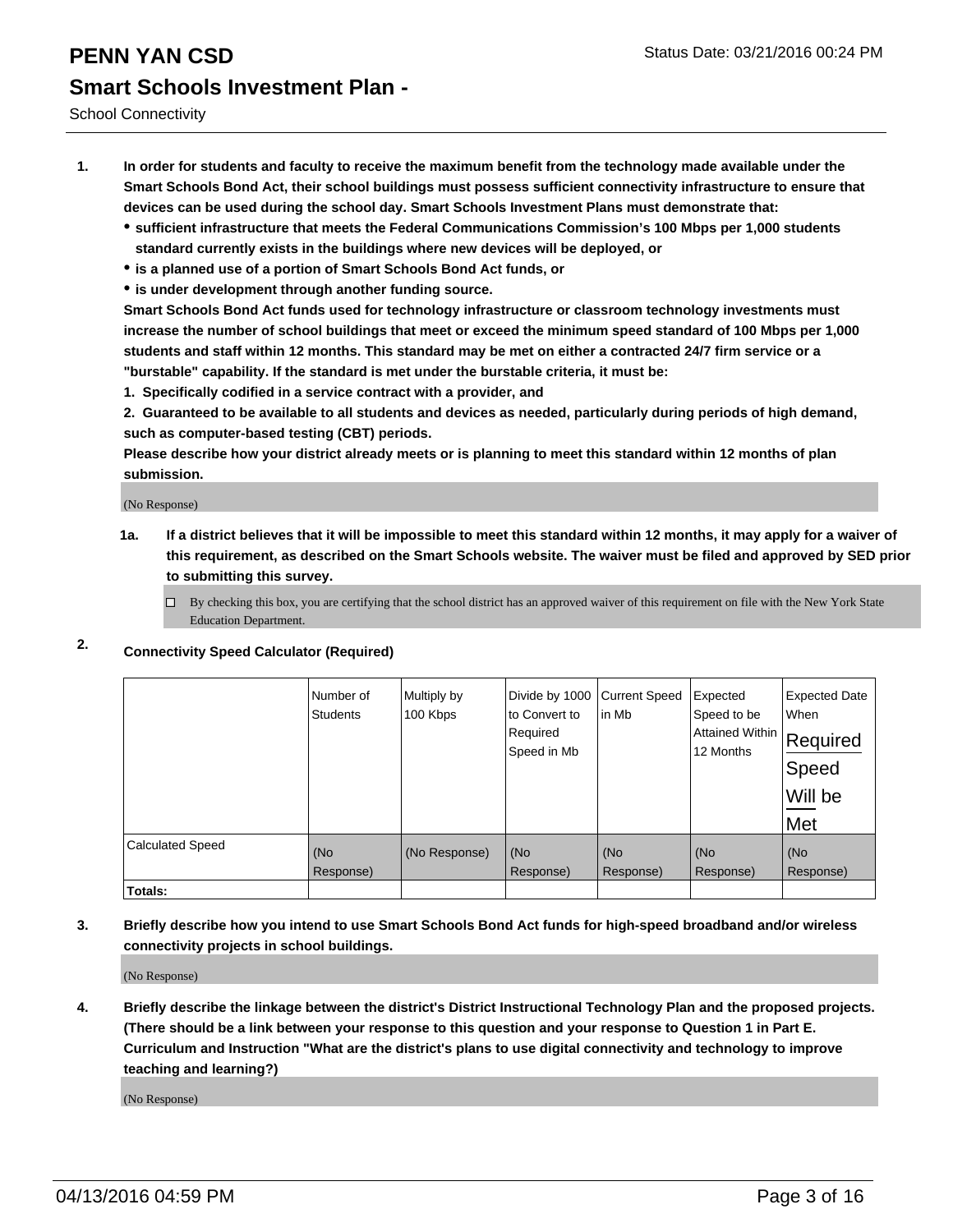# PENN YAN CSD

Status Date: 03/21/2016 00:24 PM

## Smart Schools Investment Plan -

School Connectivity

1. **In order for students and faculty to receive the maximum benefit from the technology made available under the Smart Schools Bond Act, their school buildings must possess sufficient connectivity infrastructure to ensure that devices can be used during the school day. Smart Schools Investment Plans must demonstrate that:**
   - **sufficient infrastructure that meets the Federal Communications Commission's 100 Mbps per 1,000 students standard currently exists in the buildings where new devices will be deployed, or**
   - **is a planned use of a portion of Smart Schools Bond Act funds, or**
   - **is under development through another funding source.**

   **Smart Schools Bond Act funds used for technology infrastructure or classroom technology investments must increase the number of school buildings that meet or exceed the minimum speed standard of 100 Mbps per 1,000 students and staff within 12 months. This standard may be met on either a contracted 24/7 firm service or a "burstable" capability. If the standard is met under the burstable criteria, it must be:**

   **1. Specifically codified in a service contract with a provider, and**

   **2. Guaranteed to be available to all students and devices as needed, particularly during periods of high demand, such as computer-based testing (CBT) periods.**

   **Please describe how your district already meets or is planning to meet this standard within 12 months of plan submission.**

   (No Response)

   **1a. If a district believes that it will be impossible to meet this standard within 12 months, it may apply for a waiver of this requirement, as described on the Smart Schools website. The waiver must be filed and approved by SED prior to submitting this survey.**

   ☐ By checking this box, you are certifying that the school district has an approved waiver of this requirement on file with the New York State Education Department.

2. **Connectivity Speed Calculator (Required)**

| | Number of Students | Multiply by 100 Kbps | Divide by 1000 to Convert to Required Speed in Mb | Current Speed in Mb | Expected Speed to be Attained Within 12 Months | Expected Date When Required Speed Will be Met |
|---|---|---|---|---|---|---|
| Calculated Speed | (No Response) | (No Response) | (No Response) | (No Response) | (No Response) | (No Response) |
| **Totals:** | | | | | | |

3. **Briefly describe how you intend to use Smart Schools Bond Act funds for high-speed broadband and/or wireless connectivity projects in school buildings.**

   (No Response)

4. **Briefly describe the linkage between the district's District Instructional Technology Plan and the proposed projects. (There should be a link between your response to this question and your response to Question 1 in Part E. Curriculum and Instruction "What are the district's plans to use digital connectivity and technology to improve teaching and learning?)**

   (No Response)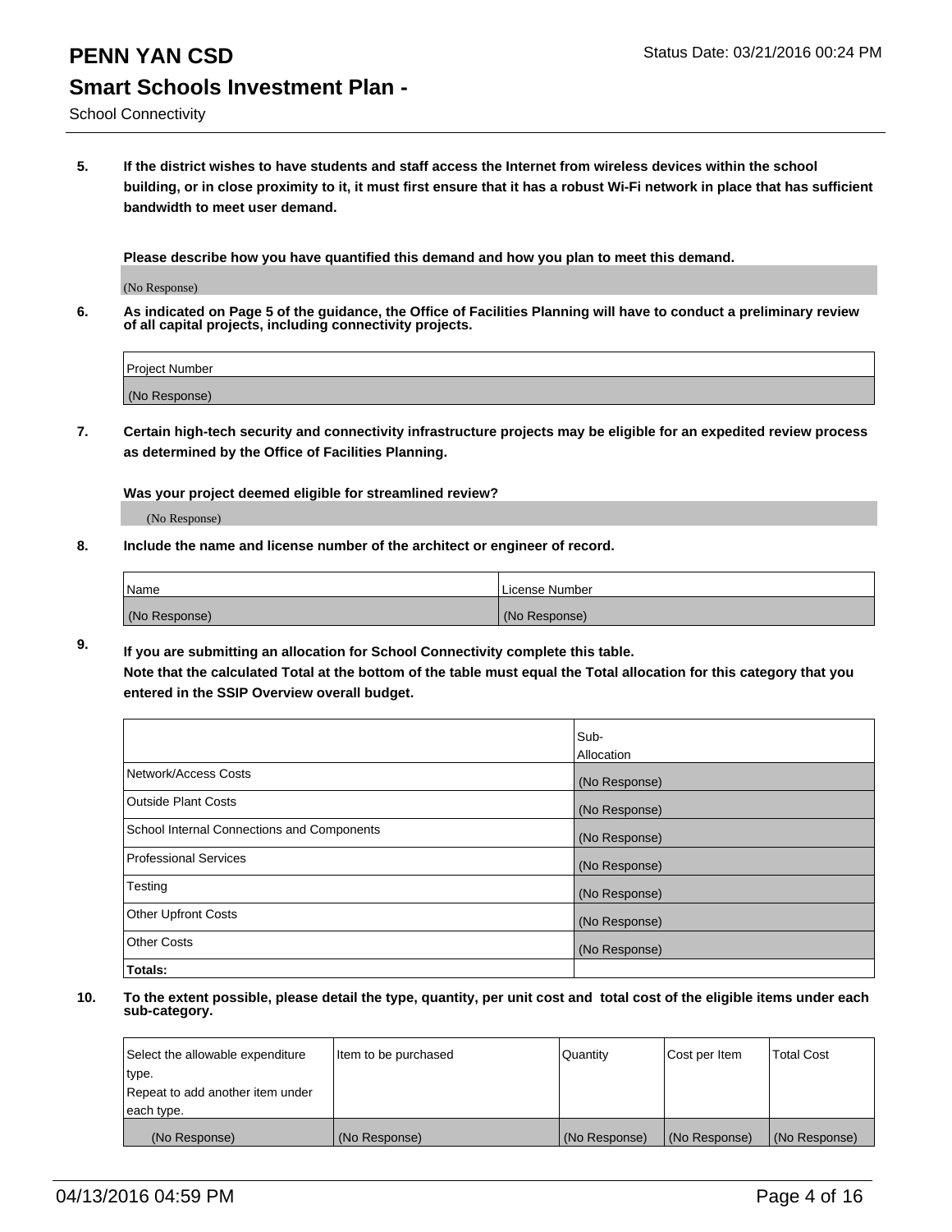# PENN YAN CSD

Status Date: 03/21/2016 00:24 PM

## Smart Schools Investment Plan -

School Connectivity

**5. If the district wishes to have students and staff access the Internet from wireless devices within the school building, or in close proximity to it, it must first ensure that it has a robust Wi-Fi network in place that has sufficient bandwidth to meet user demand.**

**Please describe how you have quantified this demand and how you plan to meet this demand.**

(No Response)

**6. As indicated on Page 5 of the guidance, the Office of Facilities Planning will have to conduct a preliminary review of all capital projects, including connectivity projects.**

| Project Number |
|---|
| (No Response) |

**7. Certain high-tech security and connectivity infrastructure projects may be eligible for an expedited review process as determined by the Office of Facilities Planning.**

**Was your project deemed eligible for streamlined review?**

(No Response)

**8. Include the name and license number of the architect or engineer of record.**

| Name | License Number |
|---|---|
| (No Response) | (No Response) |

**9. If you are submitting an allocation for School Connectivity complete this table. Note that the calculated Total at the bottom of the table must equal the Total allocation for this category that you entered in the SSIP Overview overall budget.**

| | Sub-Allocation |
|---|---|
| Network/Access Costs | (No Response) |
| Outside Plant Costs | (No Response) |
| School Internal Connections and Components | (No Response) |
| Professional Services | (No Response) |
| Testing | (No Response) |
| Other Upfront Costs | (No Response) |
| Other Costs | (No Response) |
| **Totals:** | |

**10. To the extent possible, please detail the type, quantity, per unit cost and total cost of the eligible items under each sub-category.**

| Select the allowable expenditure type. Repeat to add another item under each type. | Item to be purchased | Quantity | Cost per Item | Total Cost |
|---|---|---|---|---|
| (No Response) | (No Response) | (No Response) | (No Response) | (No Response) |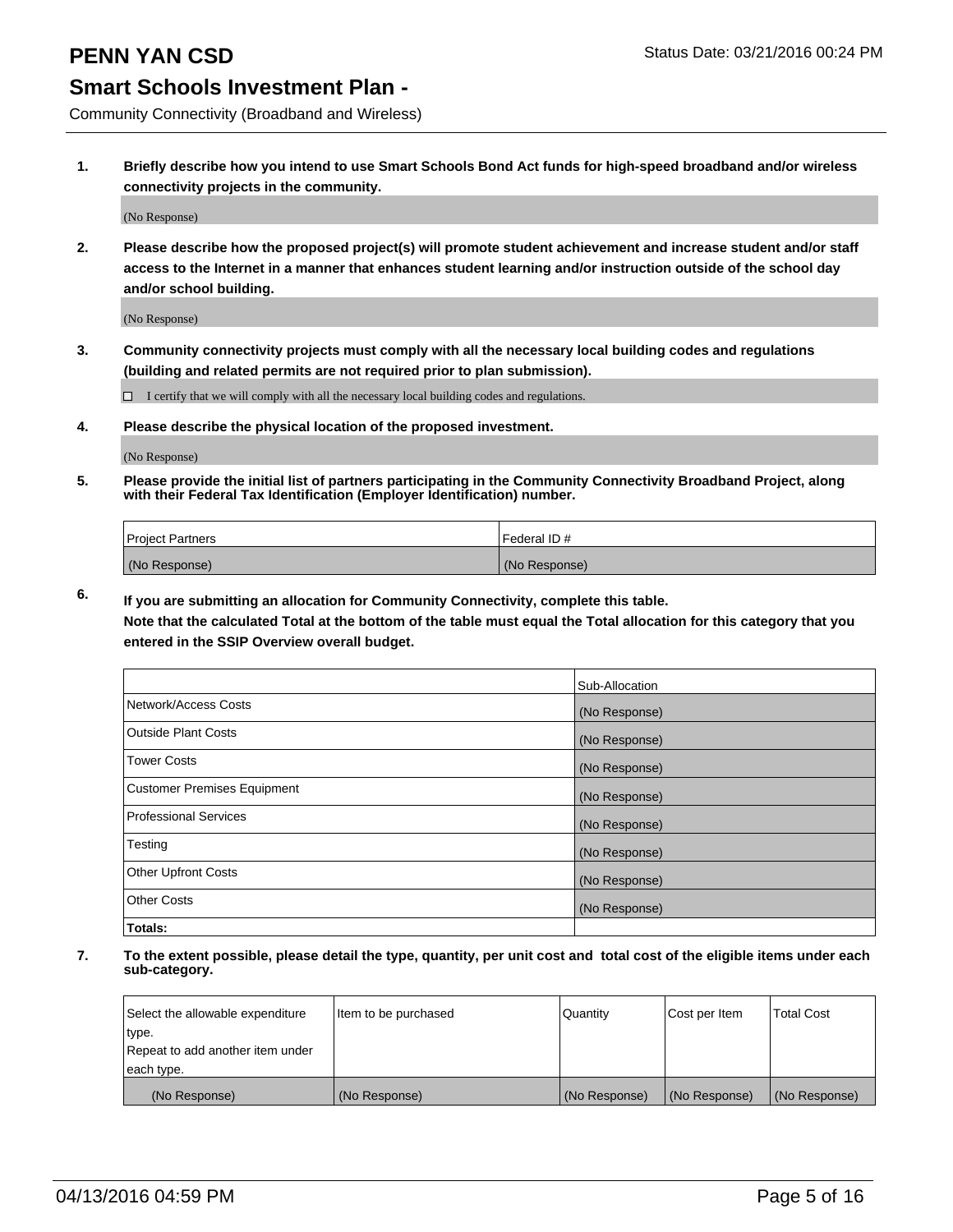## Smart Schools Investment Plan -

Community Connectivity (Broadband and Wireless)

**1. Briefly describe how you intend to use Smart Schools Bond Act funds for high-speed broadband and/or wireless connectivity projects in the community.**

(No Response)

**2. Please describe how the proposed project(s) will promote student achievement and increase student and/or staff access to the Internet in a manner that enhances student learning and/or instruction outside of the school day and/or school building.**

(No Response)

**3. Community connectivity projects must comply with all the necessary local building codes and regulations (building and related permits are not required prior to plan submission).**

☐ I certify that we will comply with all the necessary local building codes and regulations.

**4. Please describe the physical location of the proposed investment.**

(No Response)

**5. Please provide the initial list of partners participating in the Community Connectivity Broadband Project, along with their Federal Tax Identification (Employer Identification) number.**

| Project Partners | Federal ID # |
|---|---|
| (No Response) | (No Response) |

**6. If you are submitting an allocation for Community Connectivity, complete this table. Note that the calculated Total at the bottom of the table must equal the Total allocation for this category that you entered in the SSIP Overview overall budget.**

| | Sub-Allocation |
|---|---|
| Network/Access Costs | (No Response) |
| Outside Plant Costs | (No Response) |
| Tower Costs | (No Response) |
| Customer Premises Equipment | (No Response) |
| Professional Services | (No Response) |
| Testing | (No Response) |
| Other Upfront Costs | (No Response) |
| Other Costs | (No Response) |
| **Totals:** | |

**7. To the extent possible, please detail the type, quantity, per unit cost and total cost of the eligible items under each sub-category.**

| Select the allowable expenditure type. Repeat to add another item under each type. | Item to be purchased | Quantity | Cost per Item | Total Cost |
|---|---|---|---|---|
| (No Response) | (No Response) | (No Response) | (No Response) | (No Response) |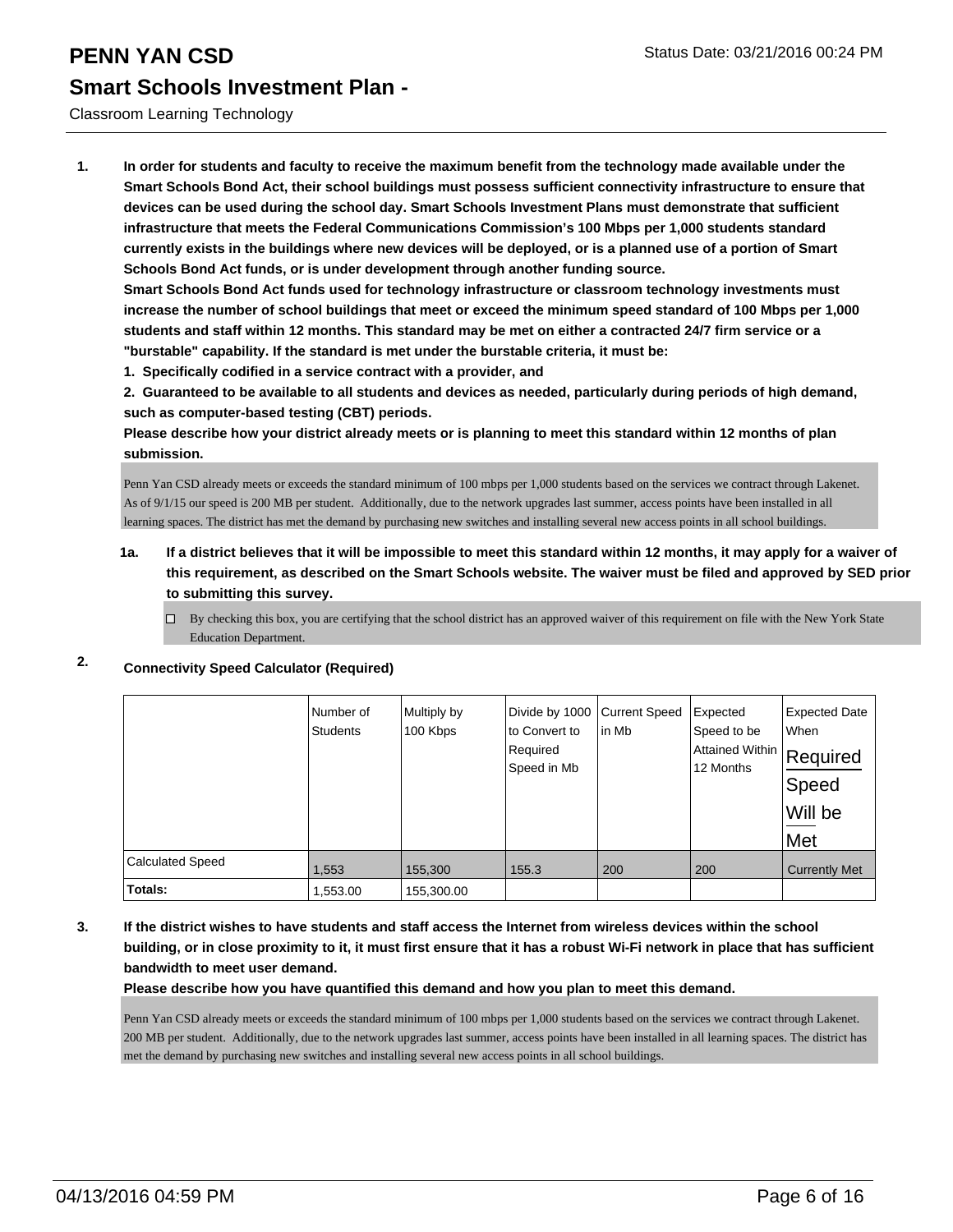# PENN YAN CSD

Status Date: 03/21/2016 00:24 PM

## Smart Schools Investment Plan -

Classroom Learning Technology

**1. In order for students and faculty to receive the maximum benefit from the technology made available under the Smart Schools Bond Act, their school buildings must possess sufficient connectivity infrastructure to ensure that devices can be used during the school day. Smart Schools Investment Plans must demonstrate that sufficient infrastructure that meets the Federal Communications Commission's 100 Mbps per 1,000 students standard currently exists in the buildings where new devices will be deployed, or is a planned use of a portion of Smart Schools Bond Act funds, or is under development through another funding source.**

**Smart Schools Bond Act funds used for technology infrastructure or classroom technology investments must increase the number of school buildings that meet or exceed the minimum speed standard of 100 Mbps per 1,000 students and staff within 12 months. This standard may be met on either a contracted 24/7 firm service or a "burstable" capability. If the standard is met under the burstable criteria, it must be:**

**1. Specifically codified in a service contract with a provider, and**

**2. Guaranteed to be available to all students and devices as needed, particularly during periods of high demand, such as computer-based testing (CBT) periods.**

**Please describe how your district already meets or is planning to meet this standard within 12 months of plan submission.**

Penn Yan CSD already meets or exceeds the standard minimum of 100 mbps per 1,000 students based on the services we contract through Lakenet. As of 9/1/15 our speed is 200 MB per student. Additionally, due to the network upgrades last summer, access points have been installed in all learning spaces. The district has met the demand by purchasing new switches and installing several new access points in all school buildings.

**1a. If a district believes that it will be impossible to meet this standard within 12 months, it may apply for a waiver of this requirement, as described on the Smart Schools website. The waiver must be filed and approved by SED prior to submitting this survey.**

☐ By checking this box, you are certifying that the school district has an approved waiver of this requirement on file with the New York State Education Department.

**2. Connectivity Speed Calculator (Required)**

| | Number of Students | Multiply by 100 Kbps | Divide by 1000 to Convert to Required Speed in Mb | Current Speed in Mb | Expected Speed to be Attained Within 12 Months | Expected Date When Required Speed Will be Met |
|---|---|---|---|---|---|---|
| Calculated Speed | 1,553 | 155,300 | 155.3 | 200 | 200 | Currently Met |
| **Totals:** | 1,553.00 | 155,300.00 | | | | |

**3. If the district wishes to have students and staff access the Internet from wireless devices within the school building, or in close proximity to it, it must first ensure that it has a robust Wi-Fi network in place that has sufficient bandwidth to meet user demand.**

**Please describe how you have quantified this demand and how you plan to meet this demand.**

Penn Yan CSD already meets or exceeds the standard minimum of 100 mbps per 1,000 students based on the services we contract through Lakenet. 200 MB per student. Additionally, due to the network upgrades last summer, access points have been installed in all learning spaces. The district has met the demand by purchasing new switches and installing several new access points in all school buildings.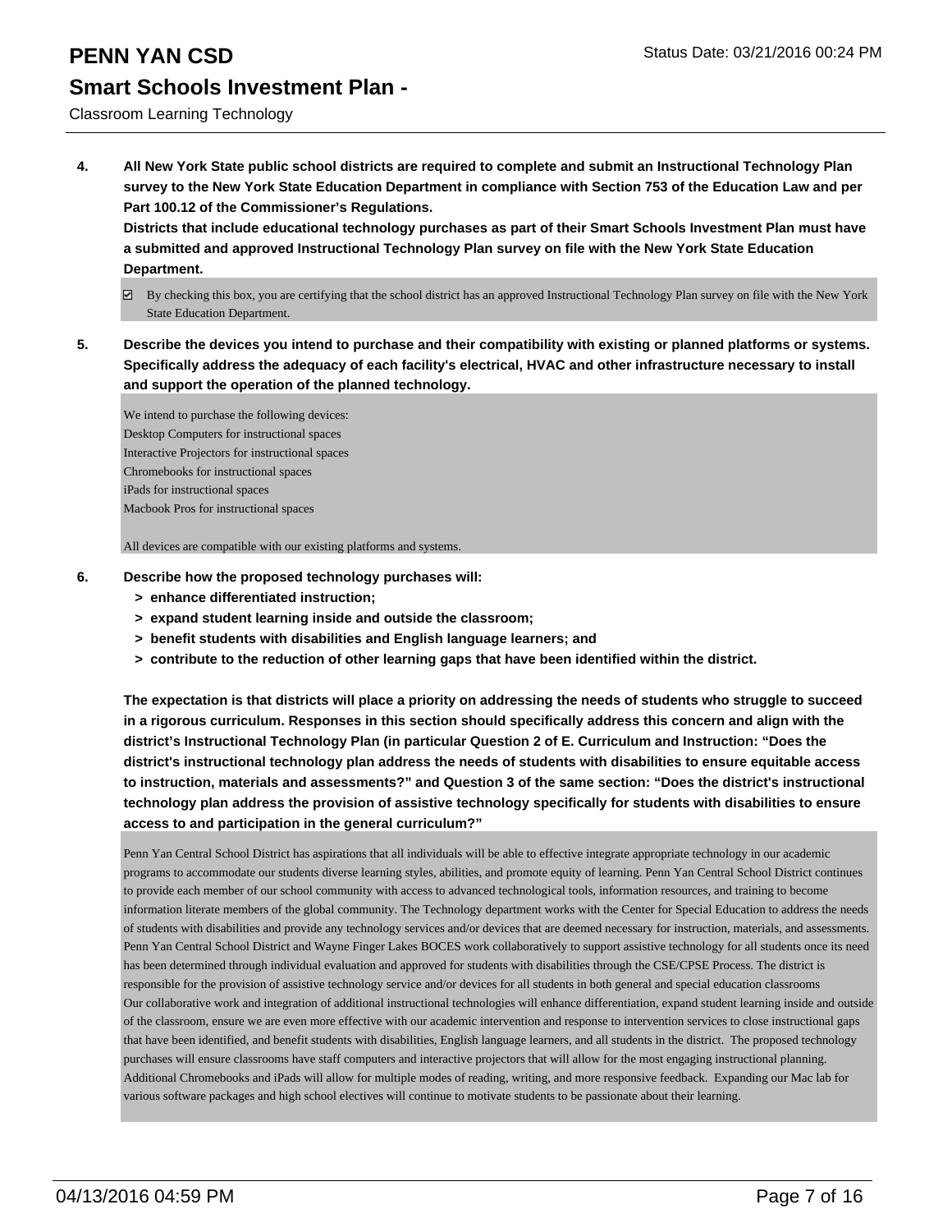**4. All New York State public school districts are required to complete and submit an Instructional Technology Plan survey to the New York State Education Department in compliance with Section 753 of the Education Law and per Part 100.12 of the Commissioner's Regulations.**
**Districts that include educational technology purchases as part of their Smart Schools Investment Plan must have a submitted and approved Instructional Technology Plan survey on file with the New York State Education Department.**

☑ By checking this box, you are certifying that the school district has an approved Instructional Technology Plan survey on file with the New York State Education Department.

**5. Describe the devices you intend to purchase and their compatibility with existing or planned platforms or systems. Specifically address the adequacy of each facility's electrical, HVAC and other infrastructure necessary to install and support the operation of the planned technology.**

We intend to purchase the following devices:
Desktop Computers for instructional spaces
Interactive Projectors for instructional spaces
Chromebooks for instructional spaces
iPads for instructional spaces
Macbook Pros for instructional spaces

All devices are compatible with our existing platforms and systems.

**6. Describe how the proposed technology purchases will:**
- **> enhance differentiated instruction;**
- **> expand student learning inside and outside the classroom;**
- **> benefit students with disabilities and English language learners; and**
- **> contribute to the reduction of other learning gaps that have been identified within the district.**

**The expectation is that districts will place a priority on addressing the needs of students who struggle to succeed in a rigorous curriculum. Responses in this section should specifically address this concern and align with the district's Instructional Technology Plan (in particular Question 2 of E. Curriculum and Instruction: "Does the district's instructional technology plan address the needs of students with disabilities to ensure equitable access to instruction, materials and assessments?" and Question 3 of the same section: "Does the district's instructional technology plan address the provision of assistive technology specifically for students with disabilities to ensure access to and participation in the general curriculum?"**

Penn Yan Central School District has aspirations that all individuals will be able to effective integrate appropriate technology in our academic programs to accommodate our students diverse learning styles, abilities, and promote equity of learning. Penn Yan Central School District continues to provide each member of our school community with access to advanced technological tools, information resources, and training to become information literate members of the global community. The Technology department works with the Center for Special Education to address the needs of students with disabilities and provide any technology services and/or devices that are deemed necessary for instruction, materials, and assessments. Penn Yan Central School District and Wayne Finger Lakes BOCES work collaboratively to support assistive technology for all students once its need has been determined through individual evaluation and approved for students with disabilities through the CSE/CPSE Process. The district is responsible for the provision of assistive technology service and/or devices for all students in both general and special education classrooms
Our collaborative work and integration of additional instructional technologies will enhance differentiation, expand student learning inside and outside of the classroom, ensure we are even more effective with our academic intervention and response to intervention services to close instructional gaps that have been identified, and benefit students with disabilities, English language learners, and all students in the district. The proposed technology purchases will ensure classrooms have staff computers and interactive projectors that will allow for the most engaging instructional planning. Additional Chromebooks and iPads will allow for multiple modes of reading, writing, and more responsive feedback. Expanding our Mac lab for various software packages and high school electives will continue to motivate students to be passionate about their learning.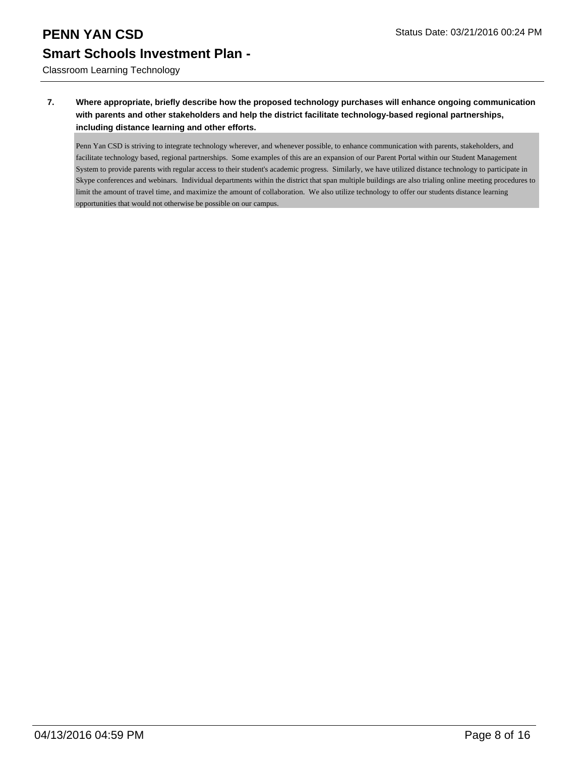# PENN YAN CSD

## Smart Schools Investment Plan -

Classroom Learning Technology

**7. Where appropriate, briefly describe how the proposed technology purchases will enhance ongoing communication with parents and other stakeholders and help the district facilitate technology-based regional partnerships, including distance learning and other efforts.**

Penn Yan CSD is striving to integrate technology wherever, and whenever possible, to enhance communication with parents, stakeholders, and facilitate technology based, regional partnerships. Some examples of this are an expansion of our Parent Portal within our Student Management System to provide parents with regular access to their student's academic progress. Similarly, we have utilized distance technology to participate in Skype conferences and webinars. Individual departments within the district that span multiple buildings are also trialing online meeting procedures to limit the amount of travel time, and maximize the amount of collaboration. We also utilize technology to offer our students distance learning opportunities that would not otherwise be possible on our campus.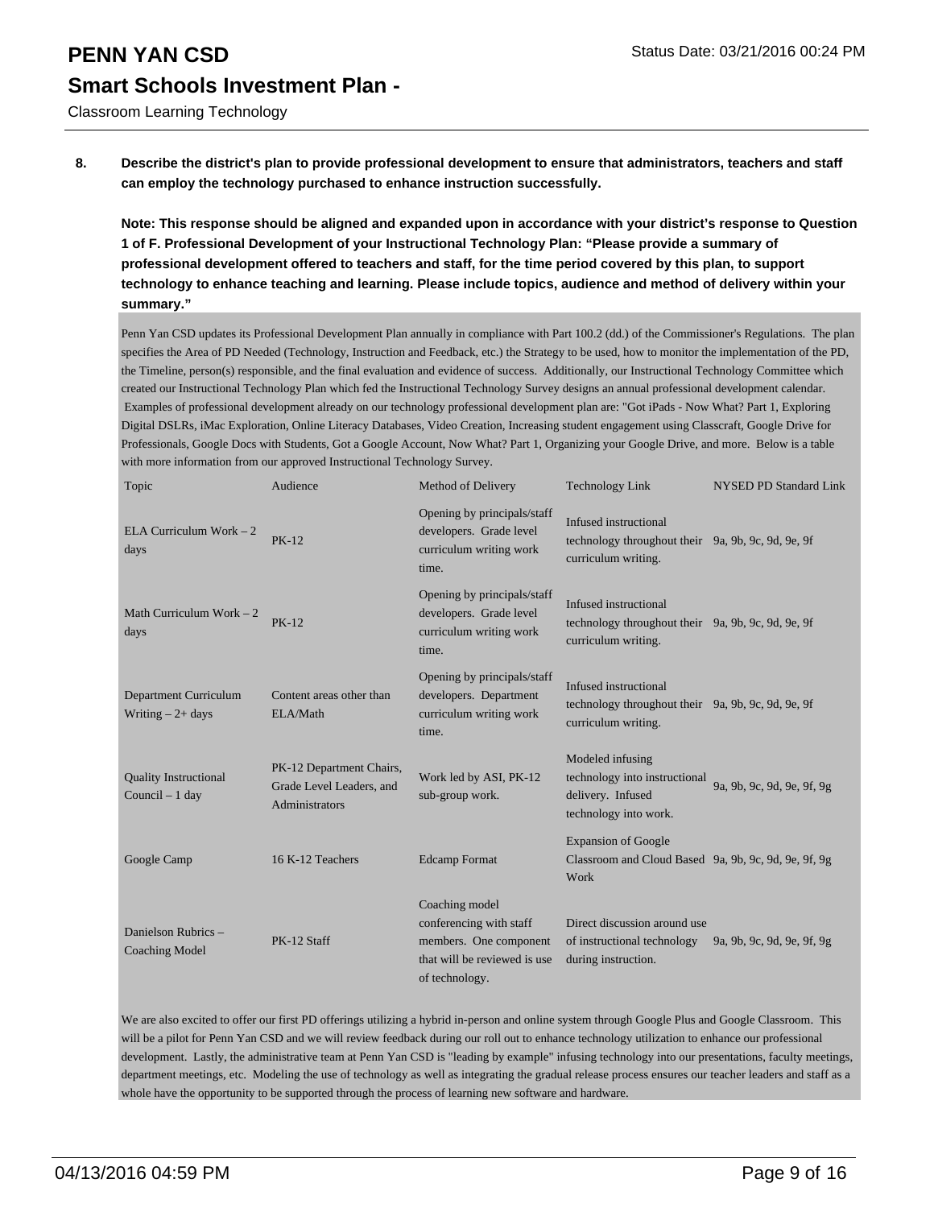**8. Describe the district's plan to provide professional development to ensure that administrators, teachers and staff can employ the technology purchased to enhance instruction successfully.**

**Note: This response should be aligned and expanded upon in accordance with your district's response to Question 1 of F. Professional Development of your Instructional Technology Plan: "Please provide a summary of professional development offered to teachers and staff, for the time period covered by this plan, to support technology to enhance teaching and learning. Please include topics, audience and method of delivery within your summary."**

Penn Yan CSD updates its Professional Development Plan annually in compliance with Part 100.2 (dd.) of the Commissioner's Regulations. The plan specifies the Area of PD Needed (Technology, Instruction and Feedback, etc.) the Strategy to be used, how to monitor the implementation of the PD, the Timeline, person(s) responsible, and the final evaluation and evidence of success. Additionally, our Instructional Technology Committee which created our Instructional Technology Plan which fed the Instructional Technology Survey designs an annual professional development calendar. Examples of professional development already on our technology professional development plan are: "Got iPads - Now What? Part 1, Exploring Digital DSLRs, iMac Exploration, Online Literacy Databases, Video Creation, Increasing student engagement using Classcraft, Google Drive for Professionals, Google Docs with Students, Got a Google Account, Now What? Part 1, Organizing your Google Drive, and more. Below is a table with more information from our approved Instructional Technology Survey.

| Topic | Audience | Method of Delivery | Technology Link | NYSED PD Standard Link |
|---|---|---|---|---|
| ELA Curriculum Work – 2 days | PK-12 | Opening by principals/staff developers. Grade level curriculum writing work time. | Infused instructional technology throughout their curriculum writing. | 9a, 9b, 9c, 9d, 9e, 9f |
| Math Curriculum Work – 2 days | PK-12 | Opening by principals/staff developers. Grade level curriculum writing work time. | Infused instructional technology throughout their curriculum writing. | 9a, 9b, 9c, 9d, 9e, 9f |
| Department Curriculum Writing – 2+ days | Content areas other than ELA/Math | Opening by principals/staff developers. Department curriculum writing work time. | Infused instructional technology throughout their curriculum writing. | 9a, 9b, 9c, 9d, 9e, 9f |
| Quality Instructional Council – 1 day | PK-12 Department Chairs, Grade Level Leaders, and Administrators | Work led by ASI, PK-12 sub-group work. | Modeled infusing technology into instructional delivery. Infused technology into work. | 9a, 9b, 9c, 9d, 9e, 9f, 9g |
| Google Camp | 16 K-12 Teachers | Edcamp Format | Expansion of Google Classroom and Cloud Based Work | 9a, 9b, 9c, 9d, 9e, 9f, 9g |
| Danielson Rubrics – Coaching Model | PK-12 Staff | Coaching model conferencing with staff members. One component that will be reviewed is use of technology. | Direct discussion around use of instructional technology during instruction. | 9a, 9b, 9c, 9d, 9e, 9f, 9g |

We are also excited to offer our first PD offerings utilizing a hybrid in-person and online system through Google Plus and Google Classroom. This will be a pilot for Penn Yan CSD and we will review feedback during our roll out to enhance technology utilization to enhance our professional development. Lastly, the administrative team at Penn Yan CSD is "leading by example" infusing technology into our presentations, faculty meetings, department meetings, etc. Modeling the use of technology as well as integrating the gradual release process ensures our teacher leaders and staff as a whole have the opportunity to be supported through the process of learning new software and hardware.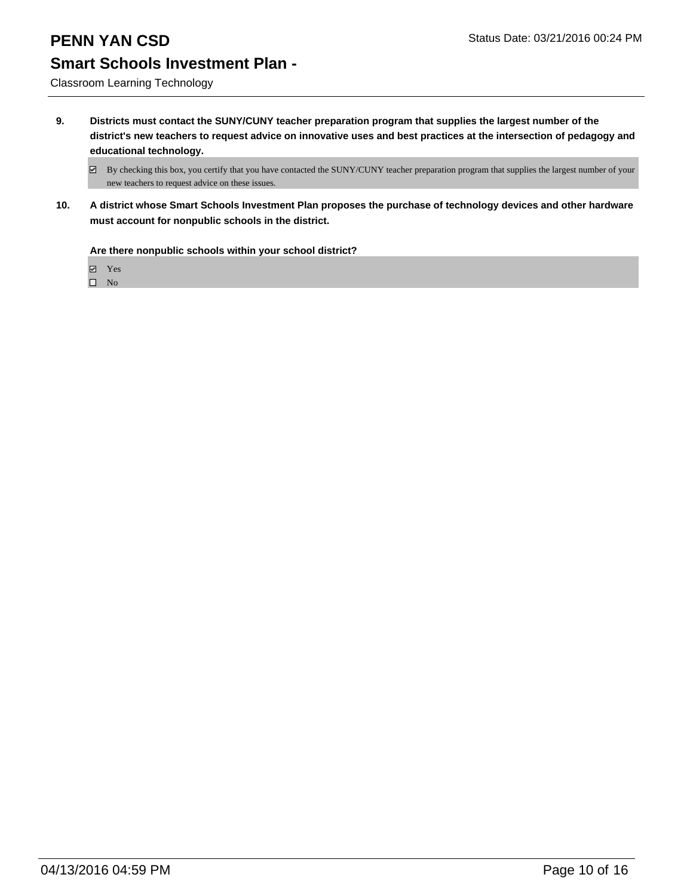**9. Districts must contact the SUNY/CUNY teacher preparation program that supplies the largest number of the district's new teachers to request advice on innovative uses and best practices at the intersection of pedagogy and educational technology.**

☑ By checking this box, you certify that you have contacted the SUNY/CUNY teacher preparation program that supplies the largest number of your new teachers to request advice on these issues.

**10. A district whose Smart Schools Investment Plan proposes the purchase of technology devices and other hardware must account for nonpublic schools in the district.**

**Are there nonpublic schools within your school district?**

☑ Yes
☐ No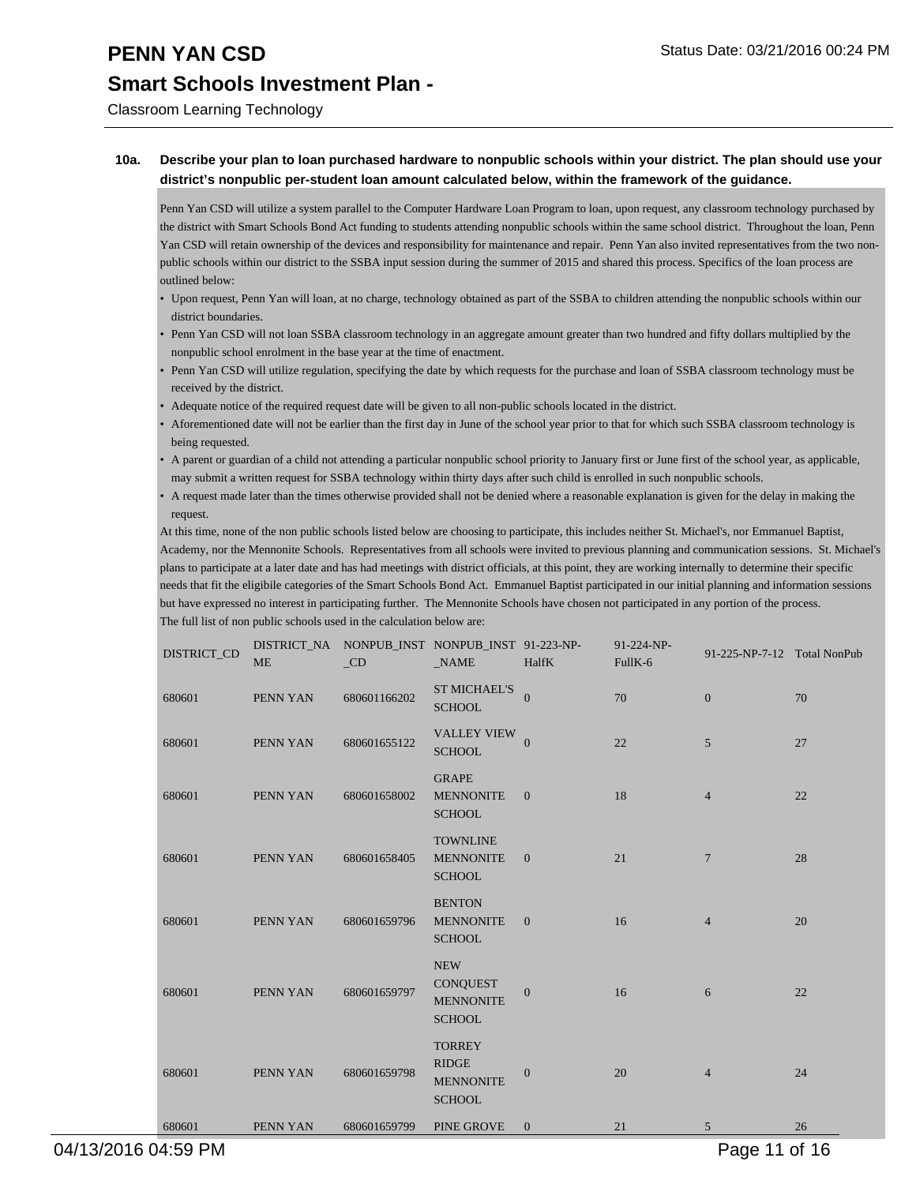# PENN YAN CSD

## Smart Schools Investment Plan -

Classroom Learning Technology

**10a. Describe your plan to loan purchased hardware to nonpublic schools within your district. The plan should use your district's nonpublic per-student loan amount calculated below, within the framework of the guidance.**

Penn Yan CSD will utilize a system parallel to the Computer Hardware Loan Program to loan, upon request, any classroom technology purchased by the district with Smart Schools Bond Act funding to students attending nonpublic schools within the same school district. Throughout the loan, Penn Yan CSD will retain ownership of the devices and responsibility for maintenance and repair. Penn Yan also invited representatives from the two non-public schools within our district to the SSBA input session during the summer of 2015 and shared this process. Specifics of the loan process are outlined below:

- Upon request, Penn Yan will loan, at no charge, technology obtained as part of the SSBA to children attending the nonpublic schools within our district boundaries.
- Penn Yan CSD will not loan SSBA classroom technology in an aggregate amount greater than two hundred and fifty dollars multiplied by the nonpublic school enrolment in the base year at the time of enactment.
- Penn Yan CSD will utilize regulation, specifying the date by which requests for the purchase and loan of SSBA classroom technology must be received by the district.
- Adequate notice of the required request date will be given to all non-public schools located in the district.
- Aforementioned date will not be earlier than the first day in June of the school year prior to that for which such SSBA classroom technology is being requested.
- A parent or guardian of a child not attending a particular nonpublic school priority to January first or June first of the school year, as applicable, may submit a written request for SSBA technology within thirty days after such child is enrolled in such nonpublic schools.
- A request made later than the times otherwise provided shall not be denied where a reasonable explanation is given for the delay in making the request.

At this time, none of the non public schools listed below are choosing to participate, this includes neither St. Michael's, nor Emmanuel Baptist, Academy, nor the Mennonite Schools. Representatives from all schools were invited to previous planning and communication sessions. St. Michael's plans to participate at a later date and has had meetings with district officials, at this point, they are working internally to determine their specific needs that fit the eligibile categories of the Smart Schools Bond Act. Emmanuel Baptist participated in our initial planning and information sessions but have expressed no interest in participating further. The Mennonite Schools have chosen not participated in any portion of the process.
The full list of non public schools used in the calculation below are:

| DISTRICT_CD | DISTRICT_NAME | NONPUB_INST_CD | NONPUB_INST_NAME | 91-223-NP-HalfK | 91-224-NP-FullK-6 | 91-225-NP-7-12 | Total NonPub |
|---|---|---|---|---|---|---|---|
| 680601 | PENN YAN | 680601166202 | ST MICHAEL'S SCHOOL | 0 | 70 | 0 | 70 |
| 680601 | PENN YAN | 680601655122 | VALLEY VIEW SCHOOL | 0 | 22 | 5 | 27 |
| 680601 | PENN YAN | 680601658002 | GRAPE MENNONITE SCHOOL | 0 | 18 | 4 | 22 |
| 680601 | PENN YAN | 680601658405 | TOWNLINE MENNONITE SCHOOL | 0 | 21 | 7 | 28 |
| 680601 | PENN YAN | 680601659796 | BENTON MENNONITE SCHOOL | 0 | 16 | 4 | 20 |
| 680601 | PENN YAN | 680601659797 | NEW CONQUEST MENNONITE SCHOOL | 0 | 16 | 6 | 22 |
| 680601 | PENN YAN | 680601659798 | TORREY RIDGE MENNONITE SCHOOL | 0 | 20 | 4 | 24 |
| 680601 | PENN YAN | 680601659799 | PINE GROVE | 0 | 21 | 5 | 26 |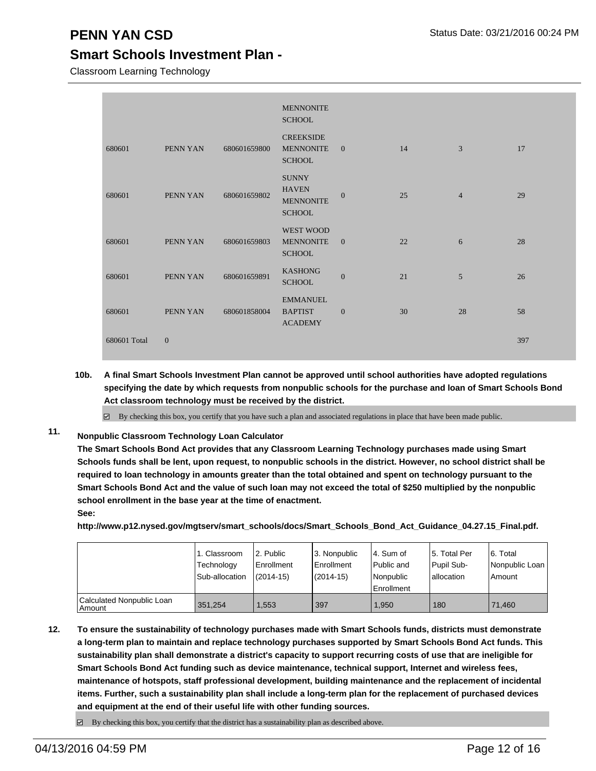# PENN YAN CSD

## Smart Schools Investment Plan -

Classroom Learning Technology

| | | | | | | | |
|---|---|---|---|---|---|---|---|
| | | | MENNONITE SCHOOL | | | | |
| 680601 | PENN YAN | 680601659800 | CREEKSIDE MENNONITE SCHOOL | 0 | 14 | 3 | 17 |
| 680601 | PENN YAN | 680601659802 | SUNNY HAVEN MENNONITE SCHOOL | 0 | 25 | 4 | 29 |
| 680601 | PENN YAN | 680601659803 | WEST WOOD MENNONITE SCHOOL | 0 | 22 | 6 | 28 |
| 680601 | PENN YAN | 680601659891 | KASHONG SCHOOL | 0 | 21 | 5 | 26 |
| 680601 | PENN YAN | 680601858004 | EMMANUEL BAPTIST ACADEMY | 0 | 30 | 28 | 58 |
| 680601 Total | 0 | | | | | | 397 |

**10b. A final Smart Schools Investment Plan cannot be approved until school authorities have adopted regulations specifying the date by which requests from nonpublic schools for the purchase and loan of Smart Schools Bond Act classroom technology must be received by the district.**

☑ By checking this box, you certify that you have such a plan and associated regulations in place that have been made public.

**11. Nonpublic Classroom Technology Loan Calculator**

**The Smart Schools Bond Act provides that any Classroom Learning Technology purchases made using Smart Schools funds shall be lent, upon request, to nonpublic schools in the district. However, no school district shall be required to loan technology in amounts greater than the total obtained and spent on technology pursuant to the Smart Schools Bond Act and the value of such loan may not exceed the total of $250 multiplied by the nonpublic school enrollment in the base year at the time of enactment.**

**See:**

**http://www.p12.nysed.gov/mgtserv/smart_schools/docs/Smart_Schools_Bond_Act_Guidance_04.27.15_Final.pdf.**

| | 1. Classroom Technology Sub-allocation | 2. Public Enrollment (2014-15) | 3. Nonpublic Enrollment (2014-15) | 4. Sum of Public and Nonpublic Enrollment | 5. Total Per Pupil Sub-allocation | 6. Total Nonpublic Loan Amount |
|---|---|---|---|---|---|---|
| Calculated Nonpublic Loan Amount | 351,254 | 1,553 | 397 | 1,950 | 180 | 71,460 |

**12. To ensure the sustainability of technology purchases made with Smart Schools funds, districts must demonstrate a long-term plan to maintain and replace technology purchases supported by Smart Schools Bond Act funds. This sustainability plan shall demonstrate a district's capacity to support recurring costs of use that are ineligible for Smart Schools Bond Act funding such as device maintenance, technical support, Internet and wireless fees, maintenance of hotspots, staff professional development, building maintenance and the replacement of incidental items. Further, such a sustainability plan shall include a long-term plan for the replacement of purchased devices and equipment at the end of their useful life with other funding sources.**

☑ By checking this box, you certify that the district has a sustainability plan as described above.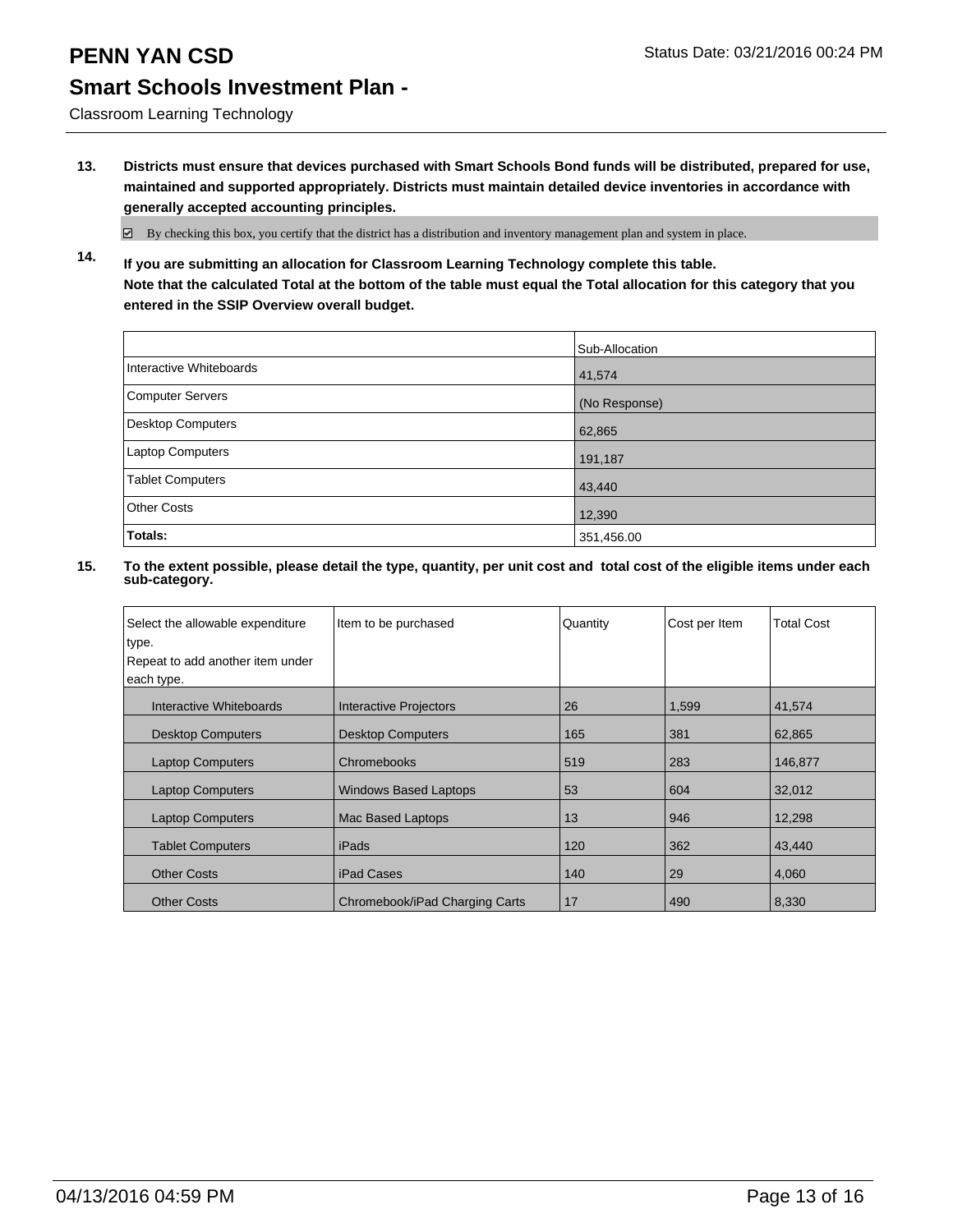**PENN YAN CSD** Status Date: 03/21/2016 00:24 PM

## Smart Schools Investment Plan -

Classroom Learning Technology

**13. Districts must ensure that devices purchased with Smart Schools Bond funds will be distributed, prepared for use, maintained and supported appropriately. Districts must maintain detailed device inventories in accordance with generally accepted accounting principles.**

☑ By checking this box, you certify that the district has a distribution and inventory management plan and system in place.

**14. If you are submitting an allocation for Classroom Learning Technology complete this table. Note that the calculated Total at the bottom of the table must equal the Total allocation for this category that you entered in the SSIP Overview overall budget.**

| | Sub-Allocation |
|---|---|
| Interactive Whiteboards | 41,574 |
| Computer Servers | (No Response) |
| Desktop Computers | 62,865 |
| Laptop Computers | 191,187 |
| Tablet Computers | 43,440 |
| Other Costs | 12,390 |
| **Totals:** | 351,456.00 |

**15. To the extent possible, please detail the type, quantity, per unit cost and total cost of the eligible items under each sub-category.**

| Select the allowable expenditure type. Repeat to add another item under each type. | Item to be purchased | Quantity | Cost per Item | Total Cost |
|---|---|---|---|---|
| Interactive Whiteboards | Interactive Projectors | 26 | 1,599 | 41,574 |
| Desktop Computers | Desktop Computers | 165 | 381 | 62,865 |
| Laptop Computers | Chromebooks | 519 | 283 | 146,877 |
| Laptop Computers | Windows Based Laptops | 53 | 604 | 32,012 |
| Laptop Computers | Mac Based Laptops | 13 | 946 | 12,298 |
| Tablet Computers | iPads | 120 | 362 | 43,440 |
| Other Costs | iPad Cases | 140 | 29 | 4,060 |
| Other Costs | Chromebook/iPad Charging Carts | 17 | 490 | 8,330 |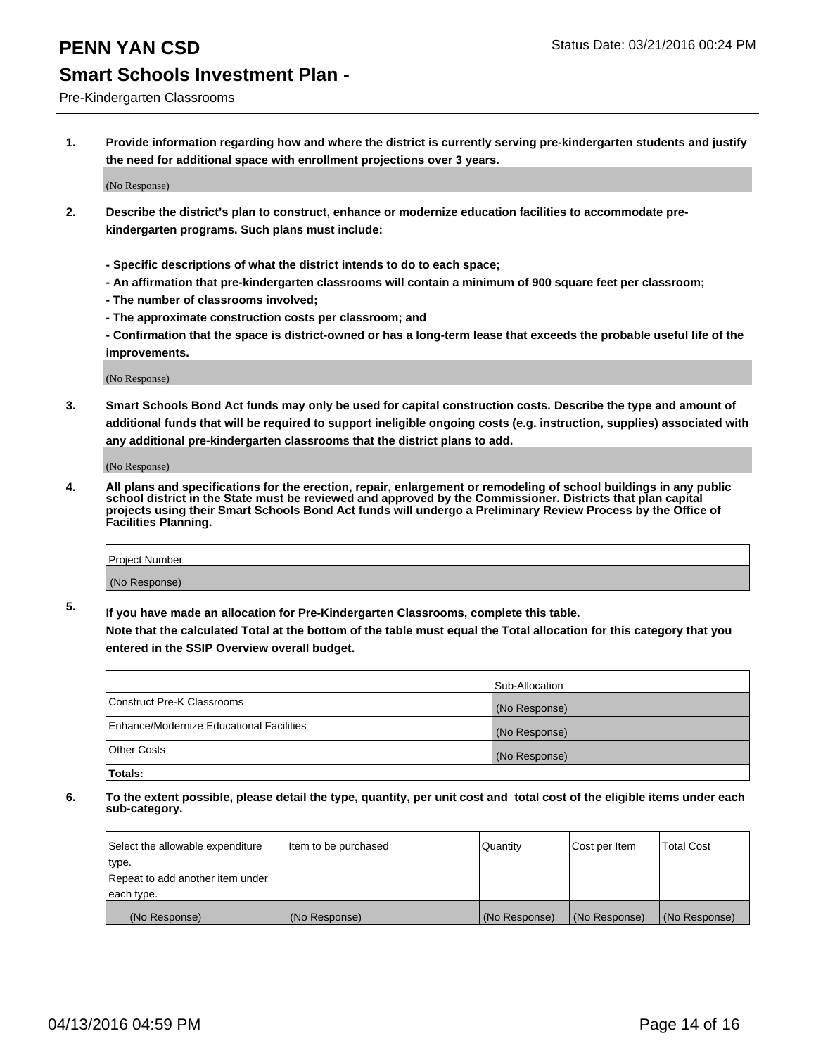# PENN YAN CSD

Status Date: 03/21/2016 00:24 PM

## Smart Schools Investment Plan -

Pre-Kindergarten Classrooms

**1. Provide information regarding how and where the district is currently serving pre-kindergarten students and justify the need for additional space with enrollment projections over 3 years.**

(No Response)

**2. Describe the district's plan to construct, enhance or modernize education facilities to accommodate pre-kindergarten programs. Such plans must include:**

**- Specific descriptions of what the district intends to do to each space;**
**- An affirmation that pre-kindergarten classrooms will contain a minimum of 900 square feet per classroom;**
**- The number of classrooms involved;**
**- The approximate construction costs per classroom; and**
**- Confirmation that the space is district-owned or has a long-term lease that exceeds the probable useful life of the improvements.**

(No Response)

**3. Smart Schools Bond Act funds may only be used for capital construction costs. Describe the type and amount of additional funds that will be required to support ineligible ongoing costs (e.g. instruction, supplies) associated with any additional pre-kindergarten classrooms that the district plans to add.**

(No Response)

**4. All plans and specifications for the erection, repair, enlargement or remodeling of school buildings in any public school district in the State must be reviewed and approved by the Commissioner. Districts that plan capital projects using their Smart Schools Bond Act funds will undergo a Preliminary Review Process by the Office of Facilities Planning.**

| Project Number |
|---|
| (No Response) |

**5. If you have made an allocation for Pre-Kindergarten Classrooms, complete this table.**
**Note that the calculated Total at the bottom of the table must equal the Total allocation for this category that you entered in the SSIP Overview overall budget.**

| | Sub-Allocation |
|---|---|
| Construct Pre-K Classrooms | (No Response) |
| Enhance/Modernize Educational Facilities | (No Response) |
| Other Costs | (No Response) |
| **Totals:** | |

**6. To the extent possible, please detail the type, quantity, per unit cost and total cost of the eligible items under each sub-category.**

| Select the allowable expenditure type. Repeat to add another item under each type. | Item to be purchased | Quantity | Cost per Item | Total Cost |
|---|---|---|---|---|
| (No Response) | (No Response) | (No Response) | (No Response) | (No Response) |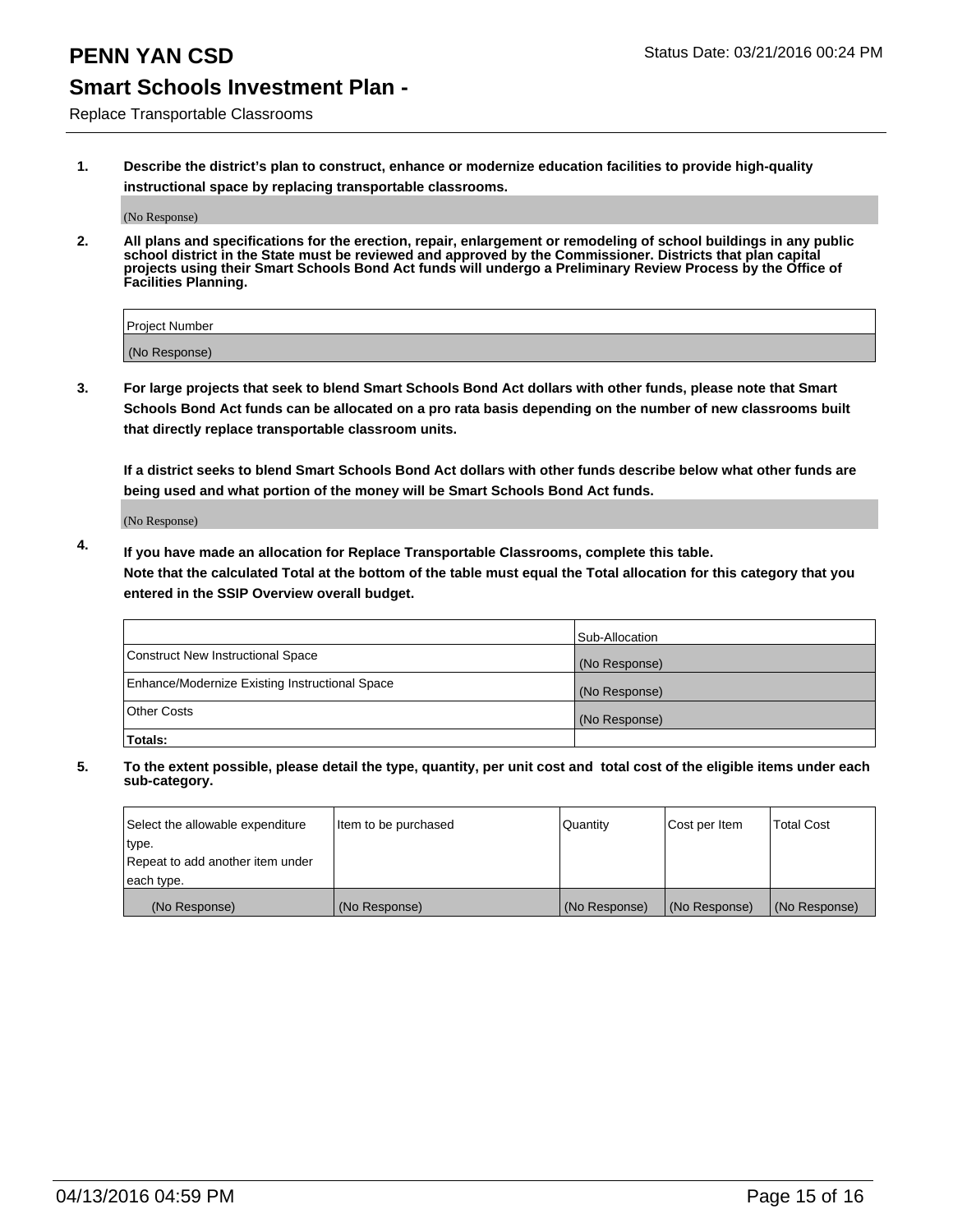# PENN YAN CSD

Status Date: 03/21/2016 00:24 PM

## Smart Schools Investment Plan -

Replace Transportable Classrooms

**1. Describe the district's plan to construct, enhance or modernize education facilities to provide high-quality instructional space by replacing transportable classrooms.**

(No Response)

**2. All plans and specifications for the erection, repair, enlargement or remodeling of school buildings in any public school district in the State must be reviewed and approved by the Commissioner. Districts that plan capital projects using their Smart Schools Bond Act funds will undergo a Preliminary Review Process by the Office of Facilities Planning.**

| Project Number |
|---|
| (No Response) |

**3. For large projects that seek to blend Smart Schools Bond Act dollars with other funds, please note that Smart Schools Bond Act funds can be allocated on a pro rata basis depending on the number of new classrooms built that directly replace transportable classroom units.**

**If a district seeks to blend Smart Schools Bond Act dollars with other funds describe below what other funds are being used and what portion of the money will be Smart Schools Bond Act funds.**

(No Response)

**4. If you have made an allocation for Replace Transportable Classrooms, complete this table. Note that the calculated Total at the bottom of the table must equal the Total allocation for this category that you entered in the SSIP Overview overall budget.**

| | Sub-Allocation |
|---|---|
| Construct New Instructional Space | (No Response) |
| Enhance/Modernize Existing Instructional Space | (No Response) |
| Other Costs | (No Response) |
| **Totals:** | |

**5. To the extent possible, please detail the type, quantity, per unit cost and total cost of the eligible items under each sub-category.**

| Select the allowable expenditure type. Repeat to add another item under each type. | Item to be purchased | Quantity | Cost per Item | Total Cost |
|---|---|---|---|---|
| (No Response) | (No Response) | (No Response) | (No Response) | (No Response) |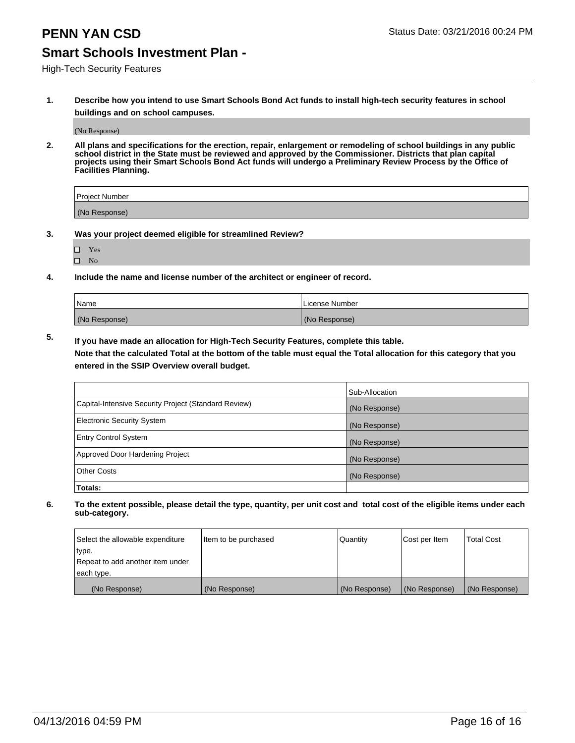# PENN YAN CSD

Status Date: 03/21/2016 00:24 PM

## Smart Schools Investment Plan -

High-Tech Security Features

**1. Describe how you intend to use Smart Schools Bond Act funds to install high-tech security features in school buildings and on school campuses.**

(No Response)

**2. All plans and specifications for the erection, repair, enlargement or remodeling of school buildings in any public school district in the State must be reviewed and approved by the Commissioner. Districts that plan capital projects using their Smart Schools Bond Act funds will undergo a Preliminary Review Process by the Office of Facilities Planning.**

| Project Number |
|---|
| (No Response) |

**3. Was your project deemed eligible for streamlined Review?**

- ☐ Yes
- ☐ No

**4. Include the name and license number of the architect or engineer of record.**

| Name | License Number |
|---|---|
| (No Response) | (No Response) |

**5. If you have made an allocation for High-Tech Security Features, complete this table.**
**Note that the calculated Total at the bottom of the table must equal the Total allocation for this category that you entered in the SSIP Overview overall budget.**

| | Sub-Allocation |
|---|---|
| Capital-Intensive Security Project (Standard Review) | (No Response) |
| Electronic Security System | (No Response) |
| Entry Control System | (No Response) |
| Approved Door Hardening Project | (No Response) |
| Other Costs | (No Response) |
| **Totals:** | |

**6. To the extent possible, please detail the type, quantity, per unit cost and total cost of the eligible items under each sub-category.**

| Select the allowable expenditure type. Repeat to add another item under each type. | Item to be purchased | Quantity | Cost per Item | Total Cost |
|---|---|---|---|---|
| (No Response) | (No Response) | (No Response) | (No Response) | (No Response) |